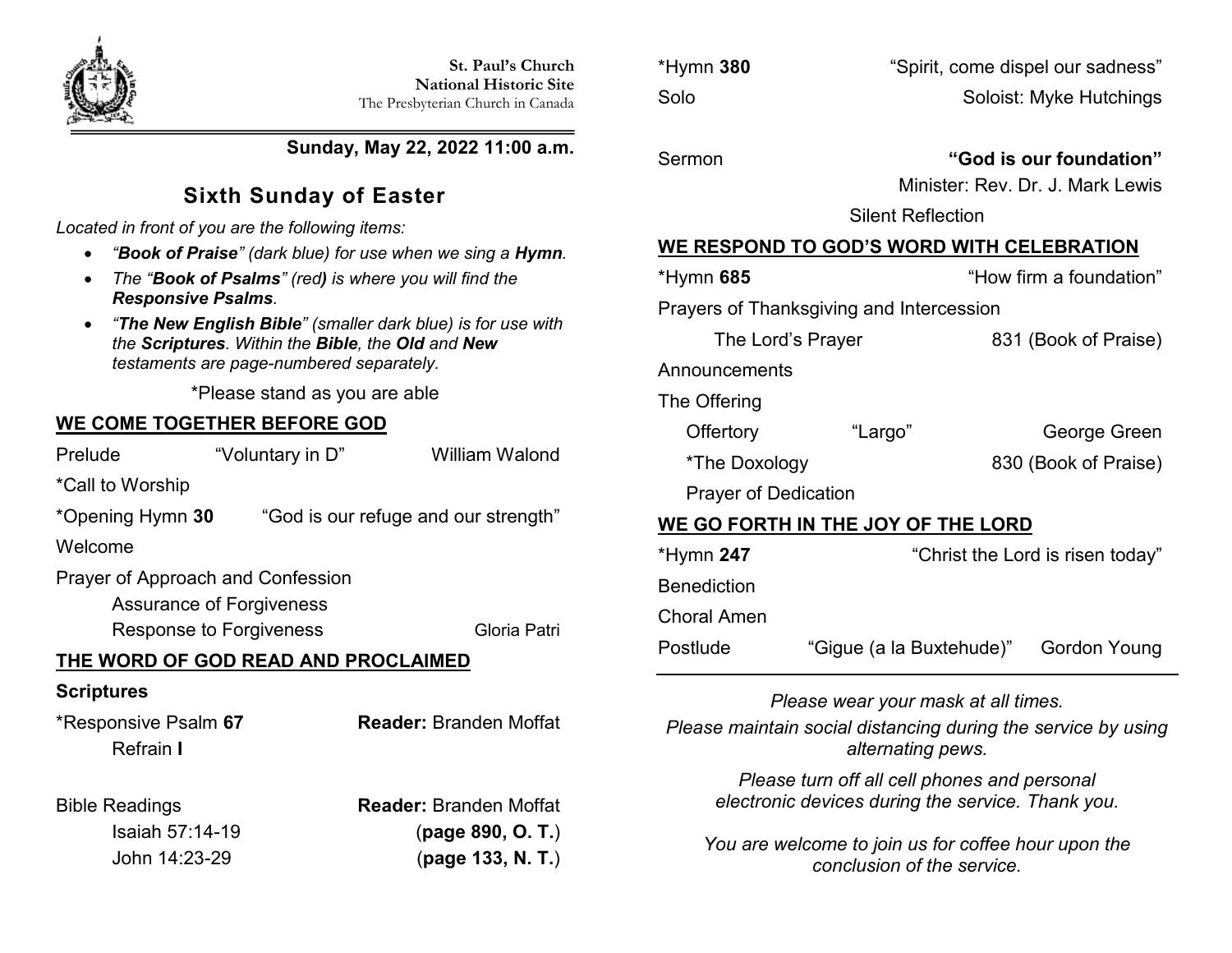**St. Paul's Church**
**National Historic Site**
The Presbyterian Church in Canada

**Sunday, May 22, 2022 11:00 a.m.**

# Sixth Sunday of Easter

*Located in front of you are the following items:*

- *"**Book of Praise**" (dark blue) for use when we sing a **Hymn**.*
- *The "**Book of Psalms**" (red**)** is where you will find the **Responsive Psalms**.*
- *"**The New English Bible**" (smaller dark blue) is for use with the **Scriptures**. Within the **Bible**, the **Old** and **New** testaments are page-numbered separately.*

*Please stand as you are able

## WE COME TOGETHER BEFORE GOD

Prelude "Voluntary in D" William Walond

*Call to Worship

*Opening Hymn **30** "God is our refuge and our strength"

Welcome

Prayer of Approach and Confession

Assurance of Forgiveness

Response to Forgiveness Gloria Patri

## THE WORD OF GOD READ AND PROCLAIMED

**Scriptures**

*Responsive Psalm **67** **Reader:** Branden Moffat

Refrain **I**

Bible Readings **Reader:** Branden Moffat

Isaiah 57:14-19 (**page 890, O. T.**)

John 14:23-29 (**page 133, N. T.**)

*Hymn **380** "Spirit, come dispel our sadness"

Solo Soloist: Myke Hutchings

Sermon **"God is our foundation"**

Minister: Rev. Dr. J. Mark Lewis

Silent Reflection

## WE RESPOND TO GOD'S WORD WITH CELEBRATION

*Hymn **685** "How firm a foundation"

Prayers of Thanksgiving and Intercession

The Lord's Prayer 831 (Book of Praise)

Announcements

The Offering

Offertory "Largo" George Green

*The Doxology 830 (Book of Praise)

Prayer of Dedication

## WE GO FORTH IN THE JOY OF THE LORD

*Hymn **247** "Christ the Lord is risen today"

Benediction

Choral Amen

Postlude "Gigue (a la Buxtehude)" Gordon Young

---

*Please wear your mask at all times.*

*Please maintain social distancing during the service by using alternating pews.*

*Please turn off all cell phones and personal electronic devices during the service. Thank you.*

*You are welcome to join us for coffee hour upon the conclusion of the service.*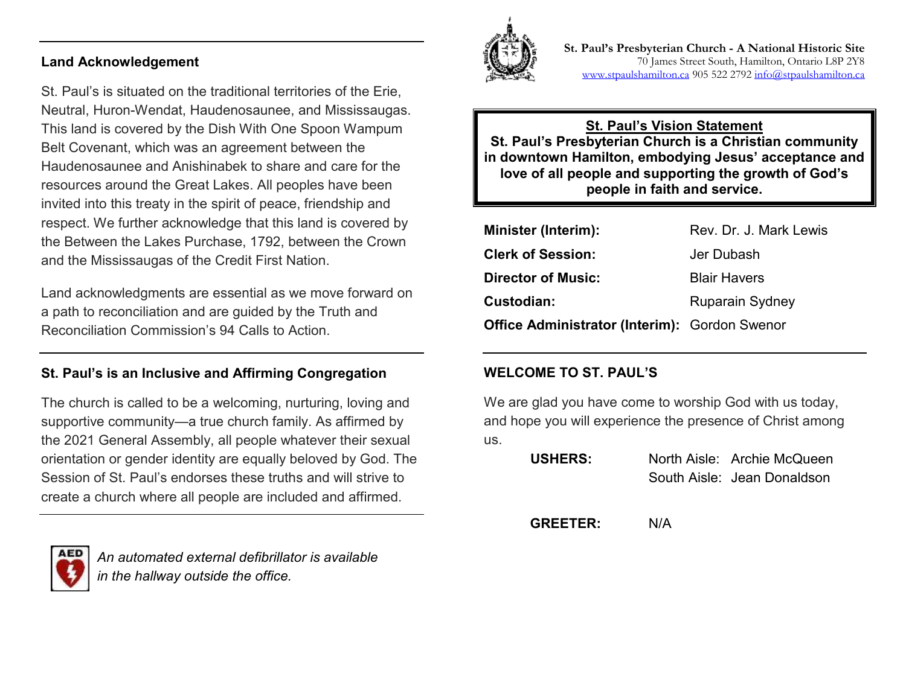## Land Acknowledgement

St. Paul's is situated on the traditional territories of the Erie, Neutral, Huron-Wendat, Haudenosaunee, and Mississaugas. This land is covered by the Dish With One Spoon Wampum Belt Covenant, which was an agreement between the Haudenosaunee and Anishinabek to share and care for the resources around the Great Lakes. All peoples have been invited into this treaty in the spirit of peace, friendship and respect. We further acknowledge that this land is covered by the Between the Lakes Purchase, 1792, between the Crown and the Mississaugas of the Credit First Nation.

Land acknowledgments are essential as we move forward on a path to reconciliation and are guided by the Truth and Reconciliation Commission's 94 Calls to Action.

## St. Paul's is an Inclusive and Affirming Congregation

The church is called to be a welcoming, nurturing, loving and supportive community—a true church family. As affirmed by the 2021 General Assembly, all people whatever their sexual orientation or gender identity are equally beloved by God. The Session of St. Paul's endorses these truths and will strive to create a church where all people are included and affirmed.

*An automated external defibrillator is available in the hallway outside the office.*

**St. Paul's Presbyterian Church - A National Historic Site**
70 James Street South, Hamilton, Ontario L8P 2Y8
www.stpaulshamilton.ca 905 522 2792 info@stpaulshamilton.ca

**St. Paul's Vision Statement**
**St. Paul's Presbyterian Church is a Christian community in downtown Hamilton, embodying Jesus' acceptance and love of all people and supporting the growth of God's people in faith and service.**

| | |
|---|---|
| **Minister (Interim):** | Rev. Dr. J. Mark Lewis |
| **Clerk of Session:** | Jer Dubash |
| **Director of Music:** | Blair Havers |
| **Custodian:** | Ruparain Sydney |
| **Office Administrator (Interim):** | Gordon Swenor |

## WELCOME TO ST. PAUL'S

We are glad you have come to worship God with us today, and hope you will experience the presence of Christ among us.

**USHERS:** North Aisle: Archie McQueen
South Aisle: Jean Donaldson

**GREETER:** N/A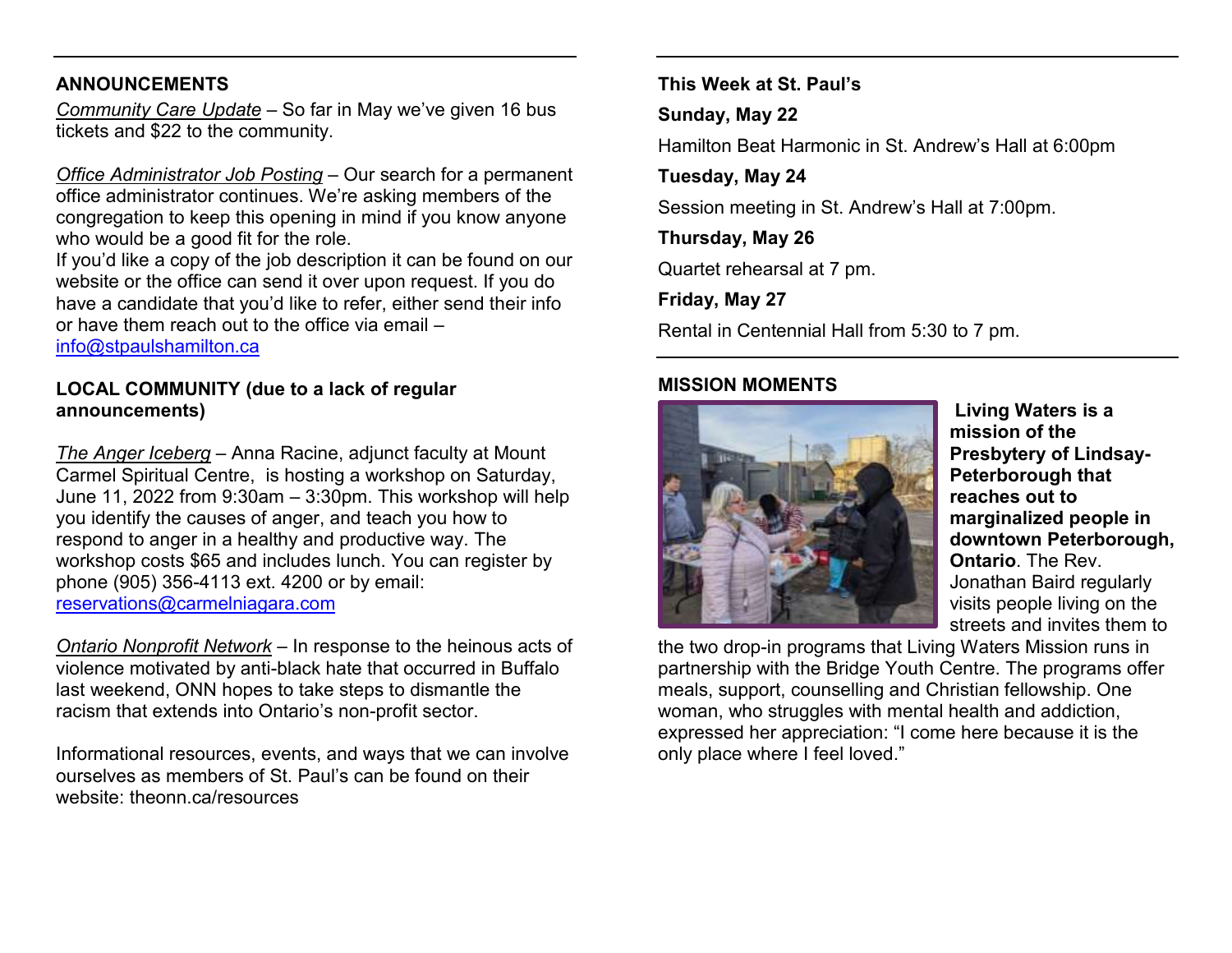## ANNOUNCEMENTS

*Community Care Update* – So far in May we've given 16 bus tickets and $22 to the community.

*Office Administrator Job Posting* – Our search for a permanent office administrator continues. We're asking members of the congregation to keep this opening in mind if you know anyone who would be a good fit for the role.
If you'd like a copy of the job description it can be found on our website or the office can send it over upon request. If you do have a candidate that you'd like to refer, either send their info or have them reach out to the office via email – info@stpaulshamilton.ca

## LOCAL COMMUNITY (due to a lack of regular announcements)

*The Anger Iceberg* – Anna Racine, adjunct faculty at Mount Carmel Spiritual Centre, is hosting a workshop on Saturday, June 11, 2022 from 9:30am – 3:30pm. This workshop will help you identify the causes of anger, and teach you how to respond to anger in a healthy and productive way. The workshop costs $65 and includes lunch. You can register by phone (905) 356-4113 ext. 4200 or by email: reservations@carmelniagara.com

*Ontario Nonprofit Network* – In response to the heinous acts of violence motivated by anti-black hate that occurred in Buffalo last weekend, ONN hopes to take steps to dismantle the racism that extends into Ontario's non-profit sector.

Informational resources, events, and ways that we can involve ourselves as members of St. Paul's can be found on their website: theonn.ca/resources

## This Week at St. Paul's

**Sunday, May 22**

Hamilton Beat Harmonic in St. Andrew's Hall at 6:00pm

**Tuesday, May 24**

Session meeting in St. Andrew's Hall at 7:00pm.

**Thursday, May 26**

Quartet rehearsal at 7 pm.

**Friday, May 27**

Rental in Centennial Hall from 5:30 to 7 pm.

## MISSION MOMENTS

**Living Waters is a mission of the Presbytery of Lindsay-Peterborough that reaches out to marginalized people in downtown Peterborough, Ontario**. The Rev. Jonathan Baird regularly visits people living on the streets and invites them to the two drop-in programs that Living Waters Mission runs in partnership with the Bridge Youth Centre. The programs offer meals, support, counselling and Christian fellowship. One woman, who struggles with mental health and addiction, expressed her appreciation: "I come here because it is the only place where I feel loved."